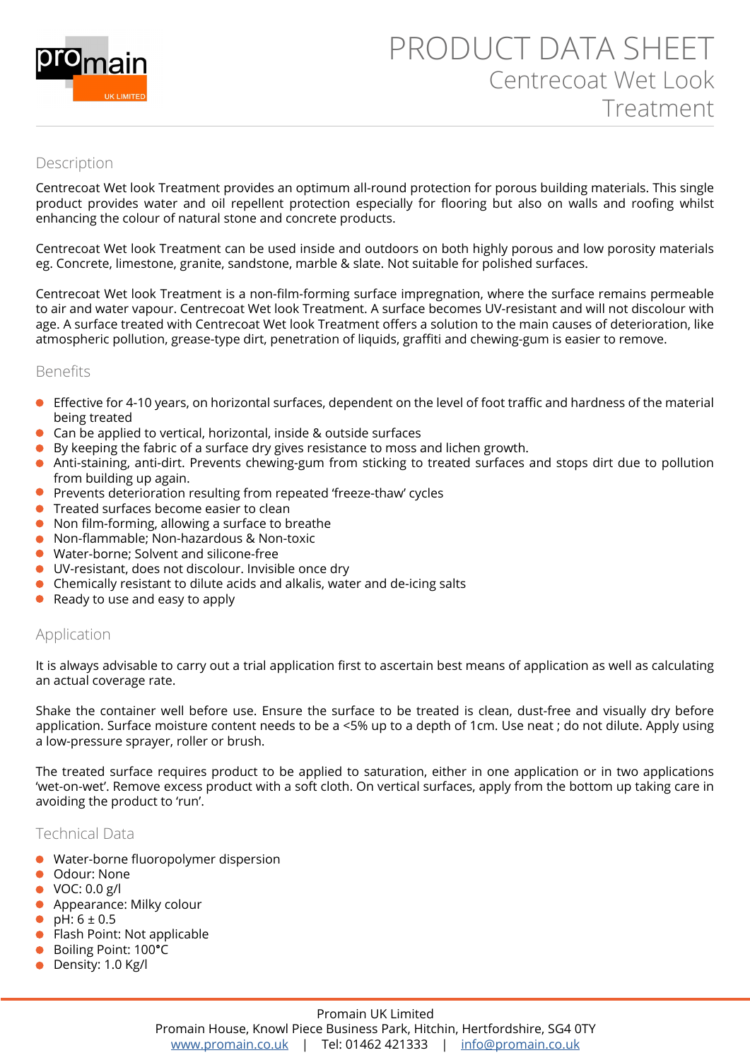# PRODUCT DATA SHEET

## Centrecoat Wet Look Treatment

### Description

Centrecoat Wet look Treatment provides an optimum all-round protection for porous building materials. This single product provides water and oil repellent protection especially for flooring but also on walls and roofing whilst enhancing the colour of natural stone and concrete products.

Centrecoat Wet look Treatment can be used inside and outdoors on both highly porous and low porosity materials eg. Concrete, limestone, granite, sandstone, marble & slate. Not suitable for polished surfaces.

Centrecoat Wet look Treatment is a non-film-forming surface impregnation, where the surface remains permeable to air and water vapour. Centrecoat Wet look Treatment. A surface becomes UV-resistant and will not discolour with age. A surface treated with Centrecoat Wet look Treatment offers a solution to the main causes of deterioration, like atmospheric pollution, grease-type dirt, penetration of liquids, graffiti and chewing-gum is easier to remove.

### Benefits

- Effective for 4-10 years, on horizontal surfaces, dependent on the level of foot traffic and hardness of the material being treated
- Can be applied to vertical, horizontal, inside & outside surfaces
- By keeping the fabric of a surface dry gives resistance to moss and lichen growth.
- Anti-staining, anti-dirt. Prevents chewing-gum from sticking to treated surfaces and stops dirt due to pollution from building up again.
- Prevents deterioration resulting from repeated 'freeze-thaw' cycles
- Treated surfaces become easier to clean
- Non film-forming, allowing a surface to breathe
- Non-flammable; Non-hazardous & Non-toxic
- Water-borne; Solvent and silicone-free
- UV-resistant, does not discolour. Invisible once dry
- Chemically resistant to dilute acids and alkalis, water and de-icing salts
- Ready to use and easy to apply

### Application

It is always advisable to carry out a trial application first to ascertain best means of application as well as calculating an actual coverage rate.

Shake the container well before use. Ensure the surface to be treated is clean, dust-free and visually dry before application. Surface moisture content needs to be a <5% up to a depth of 1cm. Use neat ; do not dilute. Apply using a low-pressure sprayer, roller or brush.

The treated surface requires product to be applied to saturation, either in one application or in two applications 'wet-on-wet'. Remove excess product with a soft cloth. On vertical surfaces, apply from the bottom up taking care in avoiding the product to 'run'.

### Technical Data

- Water-borne fluoropolymer dispersion
- Odour: None
- VOC: 0.0 g/l
- Appearance: Milky colour
- pH: 6 ± 0.5
- Flash Point: Not applicable
- Boiling Point: 100°C
- Density: 1.0 Kg/l

Promain UK Limited
Promain House, Knowl Piece Business Park, Hitchin, Hertfordshire, SG4 0TY
www.promain.co.uk | Tel: 01462 421333 | info@promain.co.uk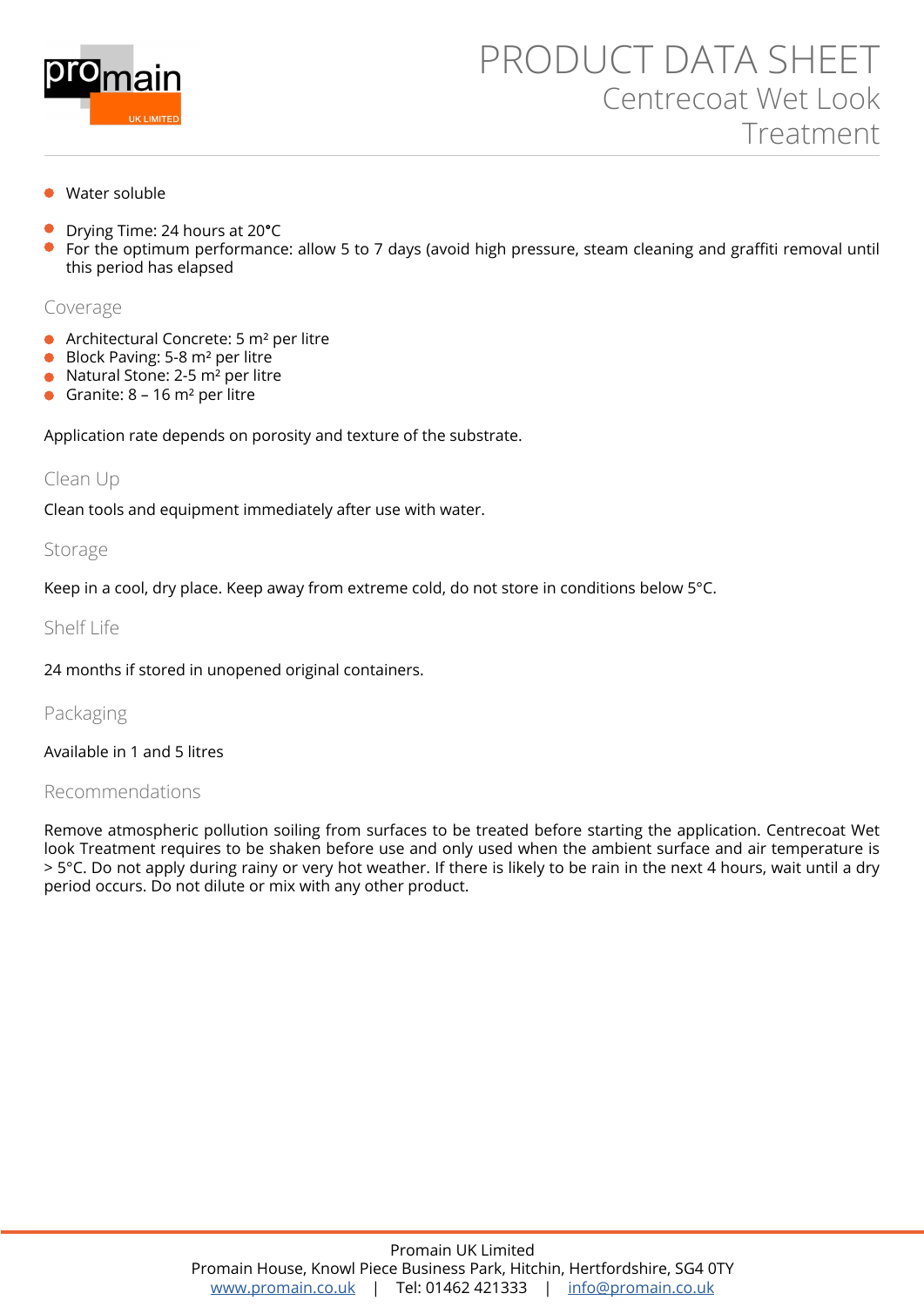- Water soluble

- Drying Time: 24 hours at 20°C
- For the optimum performance: allow 5 to 7 days (avoid high pressure, steam cleaning and graffiti removal until this period has elapsed

## Coverage

- Architectural Concrete: 5 m² per litre
- Block Paving: 5-8 m² per litre
- Natural Stone: 2-5 m² per litre
- Granite: 8 – 16 m² per litre

Application rate depends on porosity and texture of the substrate.

## Clean Up

Clean tools and equipment immediately after use with water.

## Storage

Keep in a cool, dry place. Keep away from extreme cold, do not store in conditions below 5°C.

## Shelf Life

24 months if stored in unopened original containers.

## Packaging

Available in 1 and 5 litres

## Recommendations

Remove atmospheric pollution soiling from surfaces to be treated before starting the application. Centrecoat Wet look Treatment requires to be shaken before use and only used when the ambient surface and air temperature is > 5°C. Do not apply during rainy or very hot weather. If there is likely to be rain in the next 4 hours, wait until a dry period occurs. Do not dilute or mix with any other product.